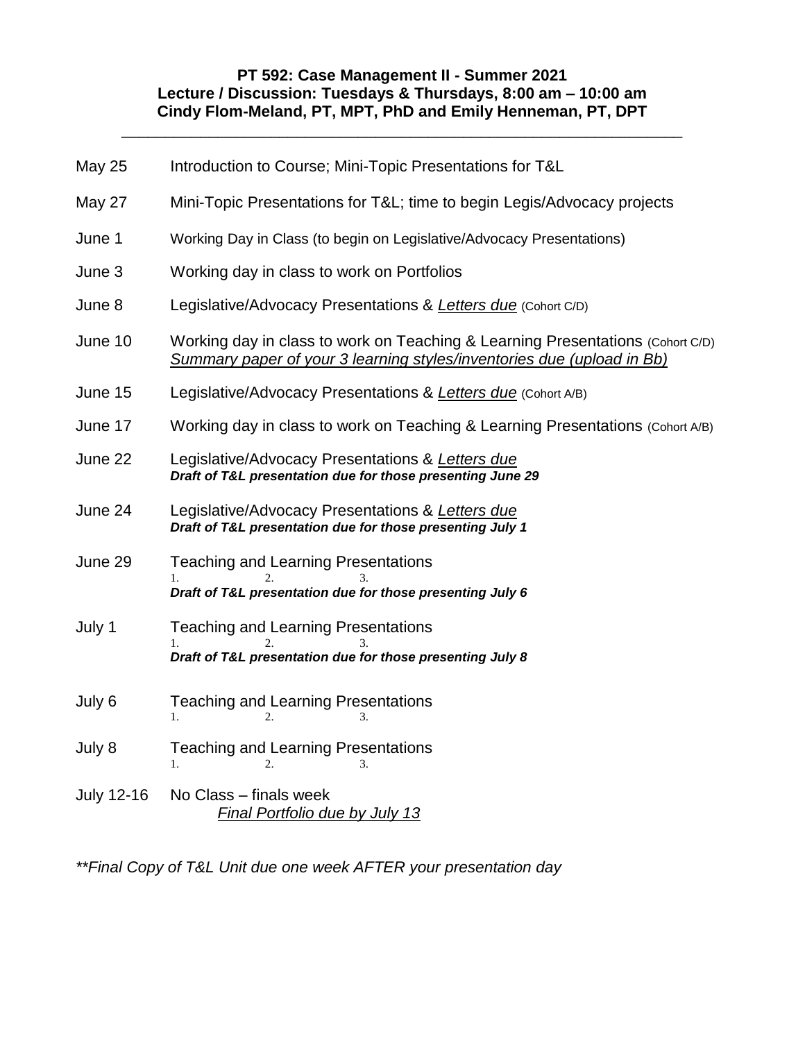**PT 592: Case Management II - Summer 2021**
**Lecture / Discussion: Tuesdays & Thursdays, 8:00 am – 10:00 am**
**Cindy Flom-Meland, PT, MPT, PhD and Emily Henneman, PT, DPT**

---

| Date | Topic |
|---|---|
| May 25 | Introduction to Course; Mini-Topic Presentations for T&L |
| May 27 | Mini-Topic Presentations for T&L; time to begin Legis/Advocacy projects |
| June 1 | Working Day in Class (to begin on Legislative/Advocacy Presentations) |
| June 3 | Working day in class to work on Portfolios |
| June 8 | Legislative/Advocacy Presentations & *Letters due* (Cohort C/D) |
| June 10 | Working day in class to work on Teaching & Learning Presentations (Cohort C/D)<br>*Summary paper of your 3 learning styles/inventories due (upload in Bb)* |
| June 15 | Legislative/Advocacy Presentations & *Letters due* (Cohort A/B) |
| June 17 | Working day in class to work on Teaching & Learning Presentations (Cohort A/B) |
| June 22 | Legislative/Advocacy Presentations & *Letters due*<br>***Draft of T&L presentation due for those presenting June 29*** |
| June 24 | Legislative/Advocacy Presentations & *Letters due*<br>***Draft of T&L presentation due for those presenting July 1*** |
| June 29 | Teaching and Learning Presentations<br>1. 2. 3.<br>***Draft of T&L presentation due for those presenting July 6*** |
| July 1 | Teaching and Learning Presentations<br>1. 2. 3.<br>***Draft of T&L presentation due for those presenting July 8*** |
| July 6 | Teaching and Learning Presentations<br>1. 2. 3. |
| July 8 | Teaching and Learning Presentations<br>1. 2. 3. |
| July 12-16 | No Class – finals week<br>*Final Portfolio due by July 13* |

*\*\*Final Copy of T&L Unit due one week AFTER your presentation day*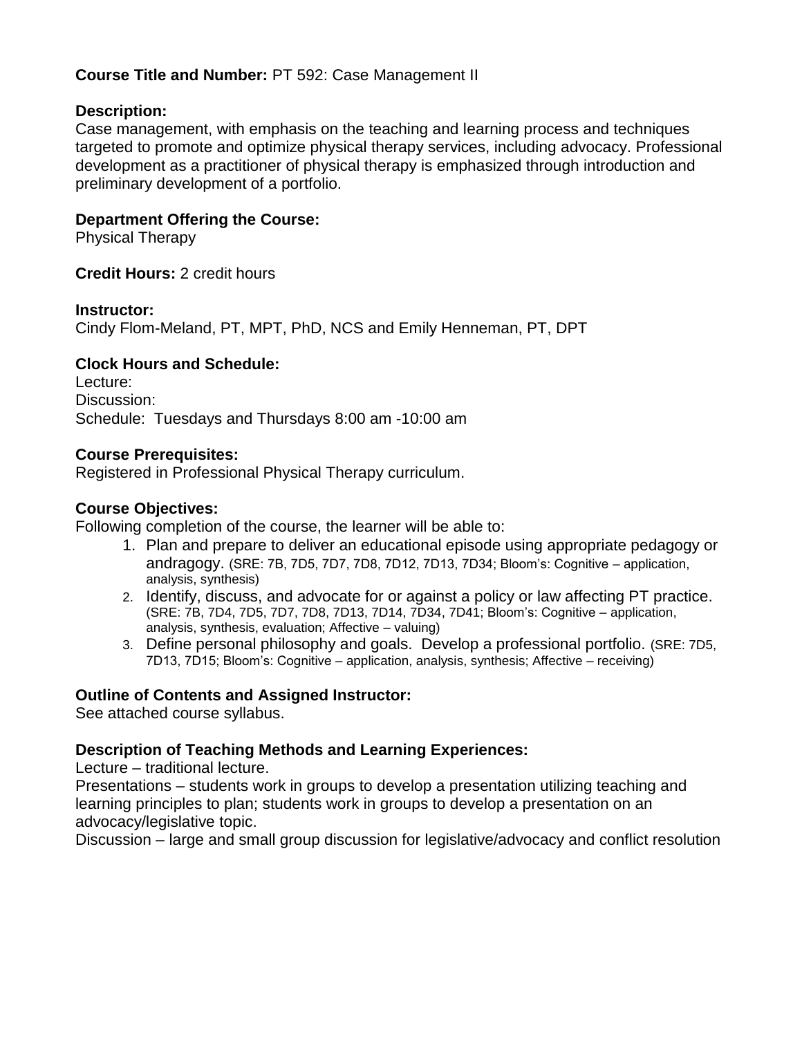**Course Title and Number:** PT 592: Case Management II

**Description:**
Case management, with emphasis on the teaching and learning process and techniques targeted to promote and optimize physical therapy services, including advocacy. Professional development as a practitioner of physical therapy is emphasized through introduction and preliminary development of a portfolio.

**Department Offering the Course:**
Physical Therapy

**Credit Hours:** 2 credit hours

**Instructor:**
Cindy Flom-Meland, PT, MPT, PhD, NCS and Emily Henneman, PT, DPT

**Clock Hours and Schedule:**
Lecture:
Discussion:
Schedule: Tuesdays and Thursdays 8:00 am -10:00 am

**Course Prerequisites:**
Registered in Professional Physical Therapy curriculum.

**Course Objectives:**
Following completion of the course, the learner will be able to:

1. Plan and prepare to deliver an educational episode using appropriate pedagogy or andragogy. (SRE: 7B, 7D5, 7D7, 7D8, 7D12, 7D13, 7D34; Bloom's: Cognitive – application, analysis, synthesis)
2. Identify, discuss, and advocate for or against a policy or law affecting PT practice. (SRE: 7B, 7D4, 7D5, 7D7, 7D8, 7D13, 7D14, 7D34, 7D41; Bloom's: Cognitive – application, analysis, synthesis, evaluation; Affective – valuing)
3. Define personal philosophy and goals. Develop a professional portfolio. (SRE: 7D5, 7D13, 7D15; Bloom's: Cognitive – application, analysis, synthesis; Affective – receiving)

**Outline of Contents and Assigned Instructor:**
See attached course syllabus.

**Description of Teaching Methods and Learning Experiences:**
Lecture – traditional lecture.
Presentations – students work in groups to develop a presentation utilizing teaching and learning principles to plan; students work in groups to develop a presentation on an advocacy/legislative topic.
Discussion – large and small group discussion for legislative/advocacy and conflict resolution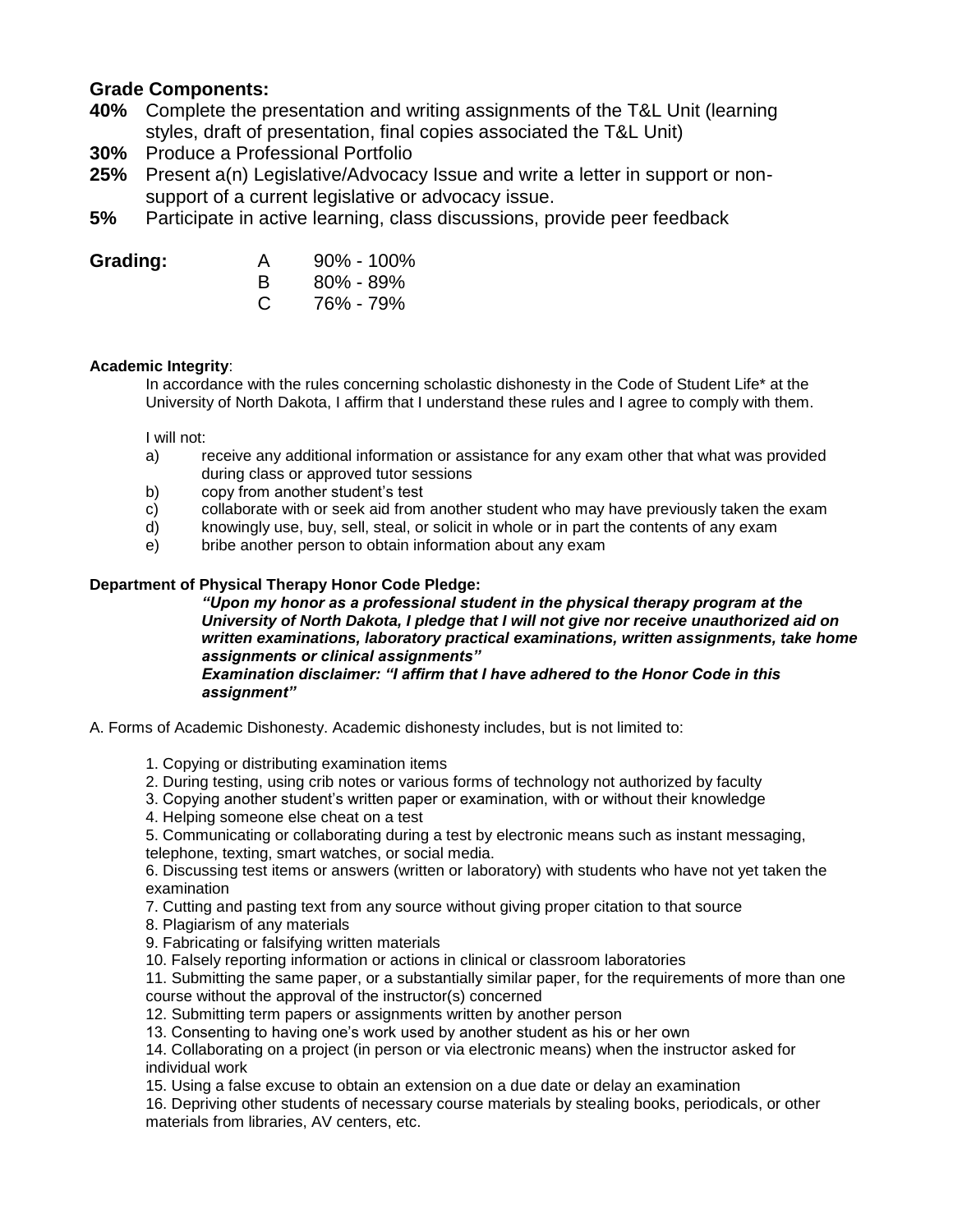**Grade Components:**

**40%** Complete the presentation and writing assignments of the T&L Unit (learning styles, draft of presentation, final copies associated the T&L Unit)

**30%** Produce a Professional Portfolio

**25%** Present a(n) Legislative/Advocacy Issue and write a letter in support or non-support of a current legislative or advocacy issue.

**5%** Participate in active learning, class discussions, provide peer feedback

| **Grading:** | | |
|---|---|---|
| | A | 90% - 100% |
| | B | 80% - 89% |
| | C | 76% - 79% |

**Academic Integrity**:

In accordance with the rules concerning scholastic dishonesty in the Code of Student Life* at the University of North Dakota, I affirm that I understand these rules and I agree to comply with them.

I will not:

a) receive any additional information or assistance for any exam other that what was provided during class or approved tutor sessions
b) copy from another student's test
c) collaborate with or seek aid from another student who may have previously taken the exam
d) knowingly use, buy, sell, steal, or solicit in whole or in part the contents of any exam
e) bribe another person to obtain information about any exam

**Department of Physical Therapy Honor Code Pledge:**

***"Upon my honor as a professional student in the physical therapy program at the University of North Dakota, I pledge that I will not give nor receive unauthorized aid on written examinations, laboratory practical examinations, written assignments, take home assignments or clinical assignments"***

***Examination disclaimer: "I affirm that I have adhered to the Honor Code in this assignment"***

A. Forms of Academic Dishonesty. Academic dishonesty includes, but is not limited to:

1. Copying or distributing examination items
2. During testing, using crib notes or various forms of technology not authorized by faculty
3. Copying another student's written paper or examination, with or without their knowledge
4. Helping someone else cheat on a test
5. Communicating or collaborating during a test by electronic means such as instant messaging, telephone, texting, smart watches, or social media.
6. Discussing test items or answers (written or laboratory) with students who have not yet taken the examination
7. Cutting and pasting text from any source without giving proper citation to that source
8. Plagiarism of any materials
9. Fabricating or falsifying written materials
10. Falsely reporting information or actions in clinical or classroom laboratories
11. Submitting the same paper, or a substantially similar paper, for the requirements of more than one course without the approval of the instructor(s) concerned
12. Submitting term papers or assignments written by another person
13. Consenting to having one's work used by another student as his or her own
14. Collaborating on a project (in person or via electronic means) when the instructor asked for individual work
15. Using a false excuse to obtain an extension on a due date or delay an examination
16. Depriving other students of necessary course materials by stealing books, periodicals, or other materials from libraries, AV centers, etc.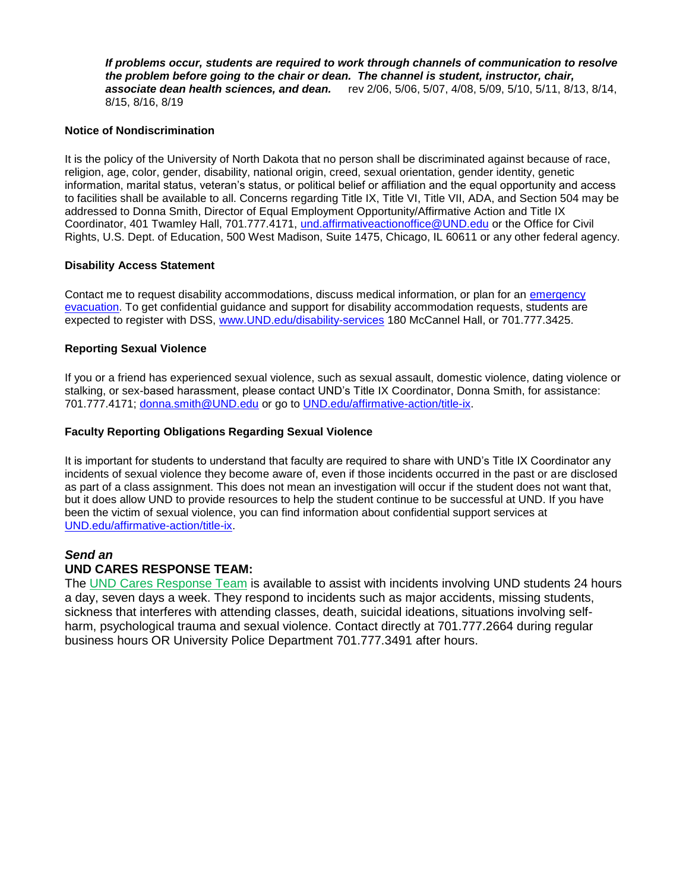***If problems occur, students are required to work through channels of communication to resolve the problem before going to the chair or dean. The channel is student, instructor, chair, associate dean health sciences, and dean.*** rev 2/06, 5/06, 5/07, 4/08, 5/09, 5/10, 5/11, 8/13, 8/14, 8/15, 8/16, 8/19

**Notice of Nondiscrimination**

It is the policy of the University of North Dakota that no person shall be discriminated against because of race, religion, age, color, gender, disability, national origin, creed, sexual orientation, gender identity, genetic information, marital status, veteran's status, or political belief or affiliation and the equal opportunity and access to facilities shall be available to all. Concerns regarding Title IX, Title VI, Title VII, ADA, and Section 504 may be addressed to Donna Smith, Director of Equal Employment Opportunity/Affirmative Action and Title IX Coordinator, 401 Twamley Hall, 701.777.4171, und.affirmativeactionoffice@UND.edu or the Office for Civil Rights, U.S. Dept. of Education, 500 West Madison, Suite 1475, Chicago, IL 60611 or any other federal agency.

**Disability Access Statement**

Contact me to request disability accommodations, discuss medical information, or plan for an emergency evacuation. To get confidential guidance and support for disability accommodation requests, students are expected to register with DSS, www.UND.edu/disability-services 180 McCannel Hall, or 701.777.3425.

**Reporting Sexual Violence**

If you or a friend has experienced sexual violence, such as sexual assault, domestic violence, dating violence or stalking, or sex-based harassment, please contact UND's Title IX Coordinator, Donna Smith, for assistance: 701.777.4171; donna.smith@UND.edu or go to UND.edu/affirmative-action/title-ix.

**Faculty Reporting Obligations Regarding Sexual Violence**

It is important for students to understand that faculty are required to share with UND's Title IX Coordinator any incidents of sexual violence they become aware of, even if those incidents occurred in the past or are disclosed as part of a class assignment. This does not mean an investigation will occur if the student does not want that, but it does allow UND to provide resources to help the student continue to be successful at UND. If you have been the victim of sexual violence, you can find information about confidential support services at UND.edu/affirmative-action/title-ix.

***Send an***

**UND CARES RESPONSE TEAM:**

The UND Cares Response Team is available to assist with incidents involving UND students 24 hours a day, seven days a week. They respond to incidents such as major accidents, missing students, sickness that interferes with attending classes, death, suicidal ideations, situations involving self-harm, psychological trauma and sexual violence. Contact directly at 701.777.2664 during regular business hours OR University Police Department 701.777.3491 after hours.